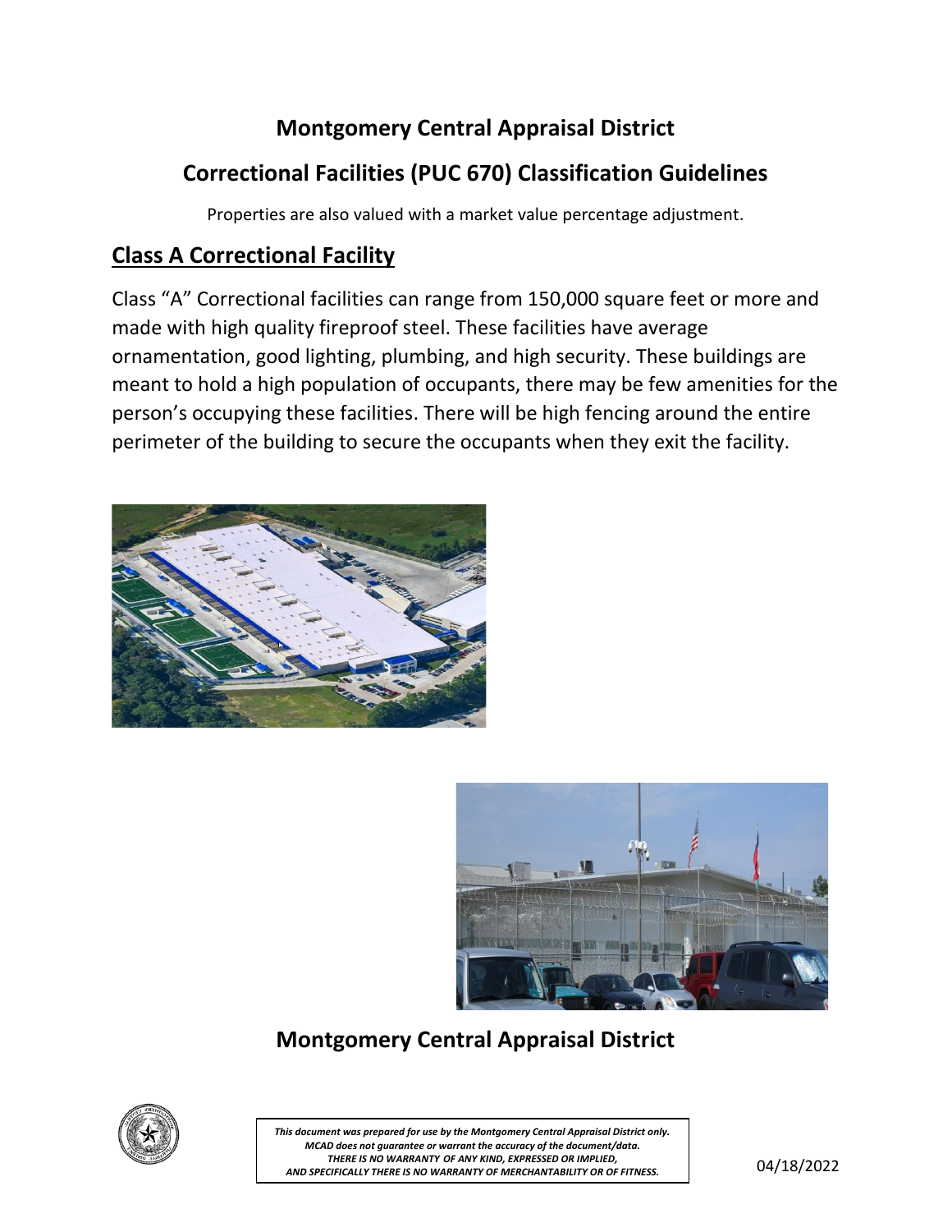# Montgomery Central Appraisal District

## Correctional Facilities (PUC 670) Classification Guidelines

Properties are also valued with a market value percentage adjustment.

### Class A Correctional Facility

Class "A" Correctional facilities can range from 150,000 square feet or more and made with high quality fireproof steel. These facilities have average ornamentation, good lighting, plumbing, and high security. These buildings are meant to hold a high population of occupants, there may be few amenities for the person's occupying these facilities. There will be high fencing around the entire perimeter of the building to secure the occupants when they exit the facility.

## Montgomery Central Appraisal District

*This document was prepared for use by the Montgomery Central Appraisal District only. MCAD does not guarantee or warrant the accuracy of the document/data. THERE IS NO WARRANTY OF ANY KIND, EXPRESSED OR IMPLIED, AND SPECIFICALLY THERE IS NO WARRANTY OF MERCHANTABILITY OR OF FITNESS.*

04/18/2022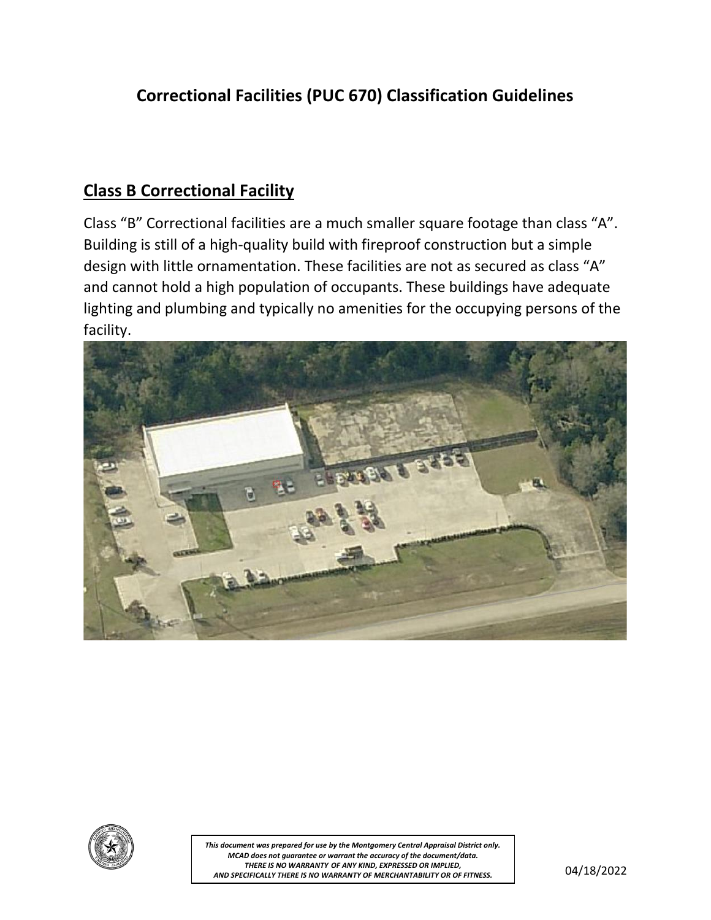# Correctional Facilities (PUC 670) Classification Guidelines

## Class B Correctional Facility

Class "B" Correctional facilities are a much smaller square footage than class "A". Building is still of a high-quality build with fireproof construction but a simple design with little ornamentation. These facilities are not as secured as class "A" and cannot hold a high population of occupants. These buildings have adequate lighting and plumbing and typically no amenities for the occupying persons of the facility.

*This document was prepared for use by the Montgomery Central Appraisal District only. MCAD does not guarantee or warrant the accuracy of the document/data. THERE IS NO WARRANTY OF ANY KIND, EXPRESSED OR IMPLIED, AND SPECIFICALLY THERE IS NO WARRANTY OF MERCHANTABILITY OR OF FITNESS.*

04/18/2022